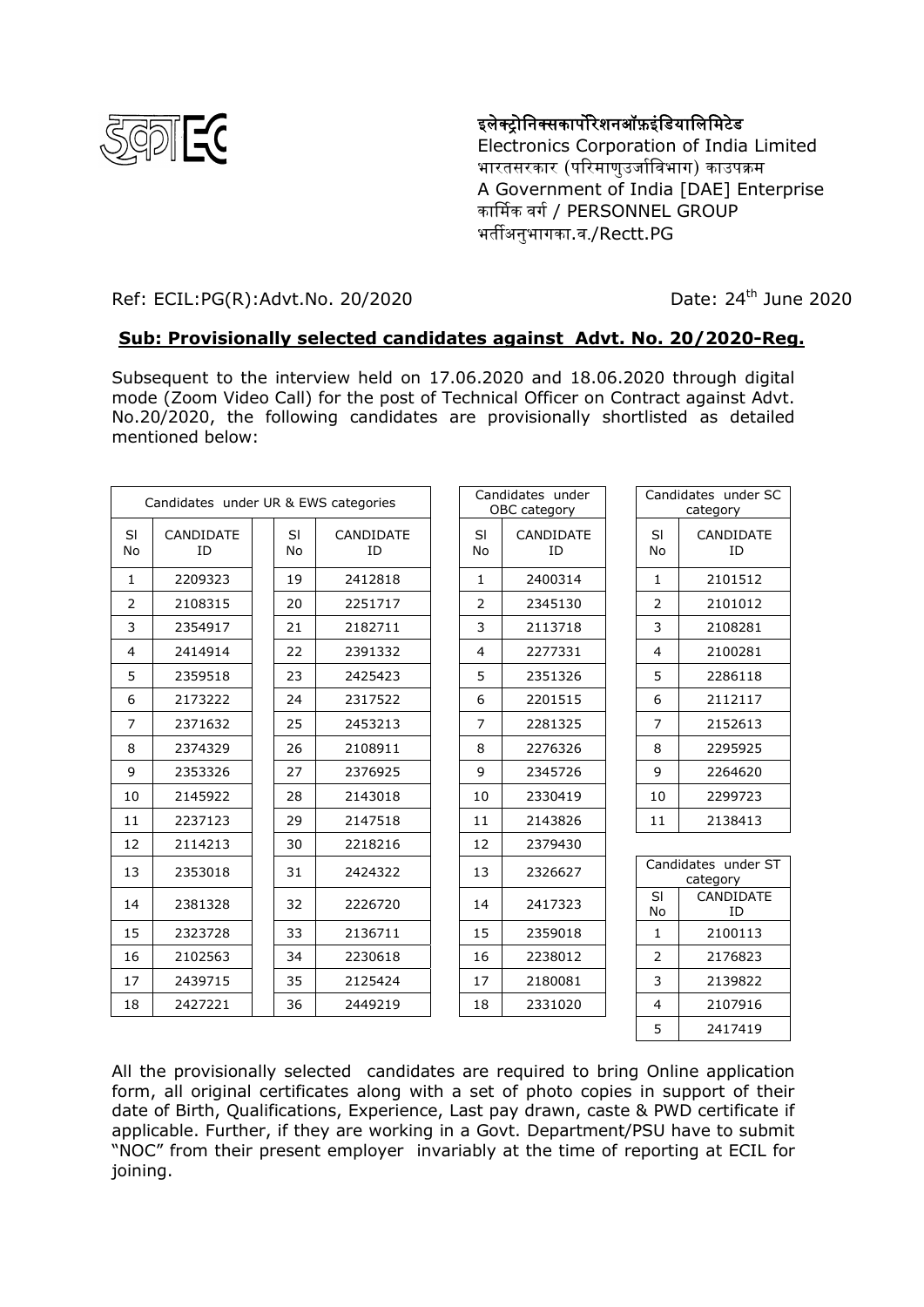इलेक्ट्रोनिक्सकार्पोरेशनऑफ़इंडियालिमिटेड
Electronics Corporation of India Limited
भारतसरकार (परिमाणुउर्जाविभाग) काउपक्रम
A Government of India [DAE] Enterprise
कार्मिक वर्ग / PERSONNEL GROUP
भर्तीअनुभागका.व./Rectt.PG

Ref: ECIL:PG(R):Advt.No. 20/2020

Date: 24th June 2020

**Sub: Provisionally selected candidates against Advt. No. 20/2020-Reg.**

Subsequent to the interview held on 17.06.2020 and 18.06.2020 through digital mode (Zoom Video Call) for the post of Technical Officer on Contract against Advt. No.20/2020, the following candidates are provisionally shortlisted as detailed mentioned below:

**Candidates under UR & EWS categories**

| Sl No | CANDIDATE ID | Sl No | CANDIDATE ID |
|---|---|---|---|
| 1 | 2209323 | 19 | 2412818 |
| 2 | 2108315 | 20 | 2251717 |
| 3 | 2354917 | 21 | 2182711 |
| 4 | 2414914 | 22 | 2391332 |
| 5 | 2359518 | 23 | 2425423 |
| 6 | 2173222 | 24 | 2317522 |
| 7 | 2371632 | 25 | 2453213 |
| 8 | 2374329 | 26 | 2108911 |
| 9 | 2353326 | 27 | 2376925 |
| 10 | 2145922 | 28 | 2143018 |
| 11 | 2237123 | 29 | 2147518 |
| 12 | 2114213 | 30 | 2218216 |
| 13 | 2353018 | 31 | 2424322 |
| 14 | 2381328 | 32 | 2226720 |
| 15 | 2323728 | 33 | 2136711 |
| 16 | 2102563 | 34 | 2230618 |
| 17 | 2439715 | 35 | 2125424 |
| 18 | 2427221 | 36 | 2449219 |

**Candidates under OBC category**

| Sl No | CANDIDATE ID |
|---|---|
| 1 | 2400314 |
| 2 | 2345130 |
| 3 | 2113718 |
| 4 | 2277331 |
| 5 | 2351326 |
| 6 | 2201515 |
| 7 | 2281325 |
| 8 | 2276326 |
| 9 | 2345726 |
| 10 | 2330419 |
| 11 | 2143826 |
| 12 | 2379430 |
| 13 | 2326627 |
| 14 | 2417323 |
| 15 | 2359018 |
| 16 | 2238012 |
| 17 | 2180081 |
| 18 | 2331020 |

**Candidates under SC category**

| Sl No | CANDIDATE ID |
|---|---|
| 1 | 2101512 |
| 2 | 2101012 |
| 3 | 2108281 |
| 4 | 2100281 |
| 5 | 2286118 |
| 6 | 2112117 |
| 7 | 2152613 |
| 8 | 2295925 |
| 9 | 2264620 |
| 10 | 2299723 |
| 11 | 2138413 |

**Candidates under ST category**

| Sl No | CANDIDATE ID |
|---|---|
| 1 | 2100113 |
| 2 | 2176823 |
| 3 | 2139822 |
| 4 | 2107916 |
| 5 | 2417419 |

All the provisionally selected candidates are required to bring Online application form, all original certificates along with a set of photo copies in support of their date of Birth, Qualifications, Experience, Last pay drawn, caste & PWD certificate if applicable. Further, if they are working in a Govt. Department/PSU have to submit "NOC" from their present employer invariably at the time of reporting at ECIL for joining.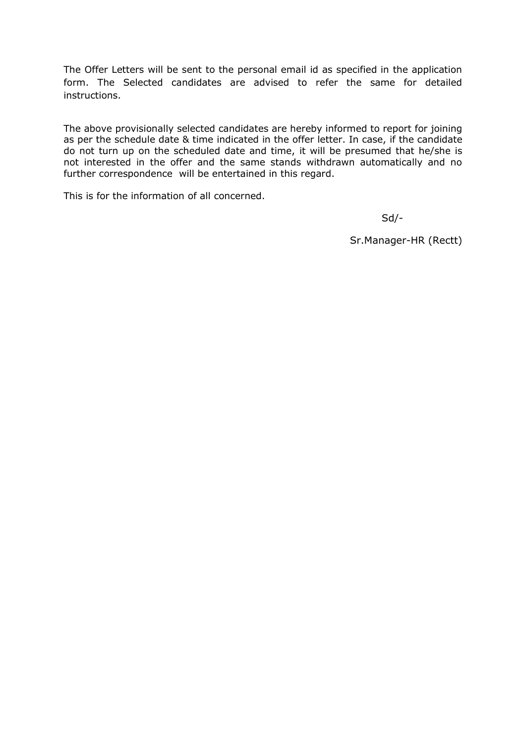The Offer Letters will be sent to the personal email id as specified in the application form. The Selected candidates are advised to refer the same for detailed instructions.

The above provisionally selected candidates are hereby informed to report for joining as per the schedule date & time indicated in the offer letter. In case, if the candidate do not turn up on the scheduled date and time, it will be presumed that he/she is not interested in the offer and the same stands withdrawn automatically and no further correspondence will be entertained in this regard.

This is for the information of all concerned.

Sd/-

Sr.Manager-HR (Rectt)